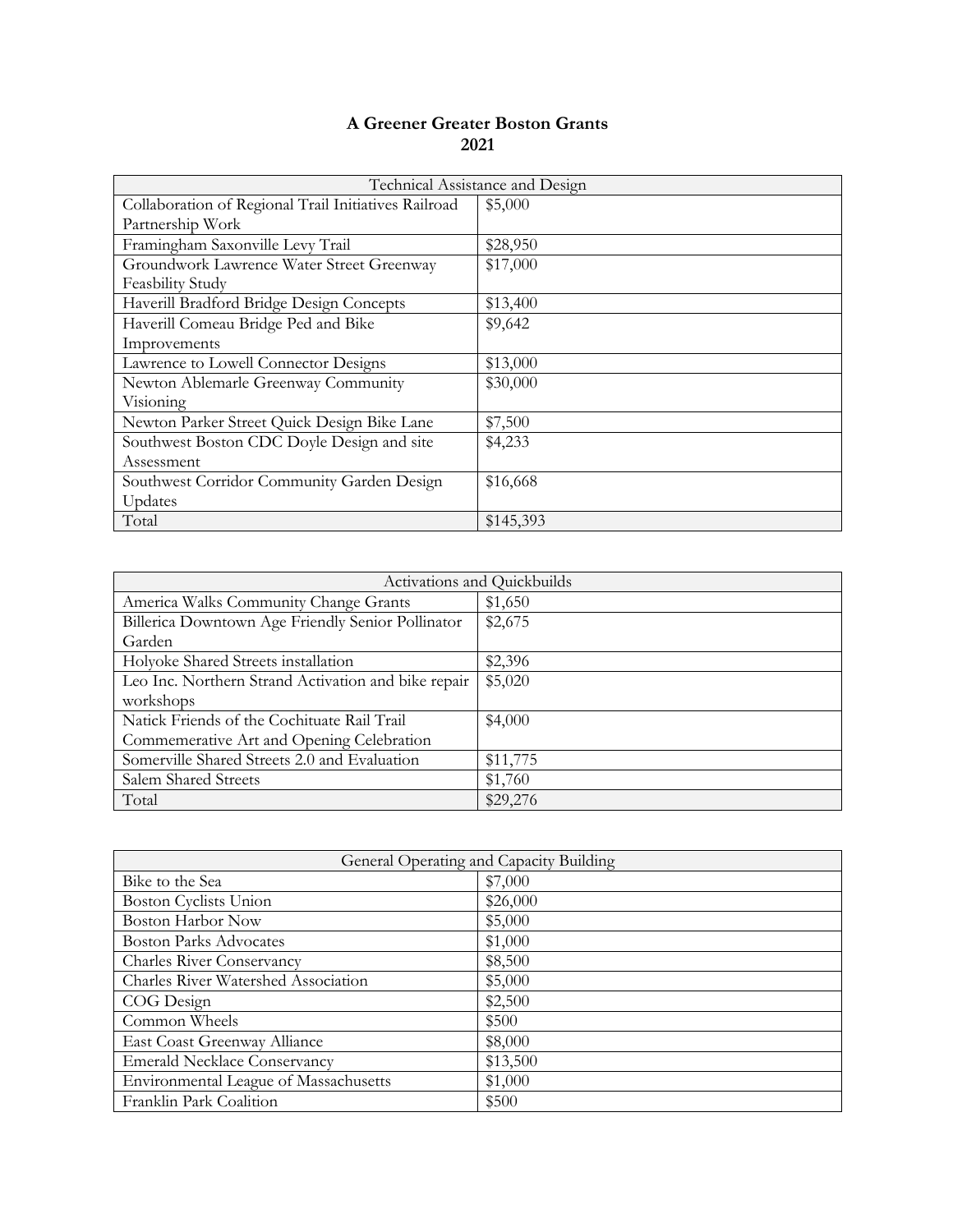# A Greener Greater Boston Grants
# 2021

| Technical Assistance and Design | |
|---|---|
| Collaboration of Regional Trail Initiatives Railroad Partnership Work | $5,000 |
| Framingham Saxonville Levy Trail | $28,950 |
| Groundwork Lawrence Water Street Greenway Feasbility Study | $17,000 |
| Haverill Bradford Bridge Design Concepts | $13,400 |
| Haverill Comeau Bridge Ped and Bike Improvements | $9,642 |
| Lawrence to Lowell Connector Designs | $13,000 |
| Newton Ablemarle Greenway Community Visioning | $30,000 |
| Newton Parker Street Quick Design Bike Lane | $7,500 |
| Southwest Boston CDC Doyle Design and site Assessment | $4,233 |
| Southwest Corridor Community Garden Design Updates | $16,668 |
| Total | $145,393 |

| Activations and Quickbuilds | |
|---|---|
| America Walks Community Change Grants | $1,650 |
| Billerica Downtown Age Friendly Senior Pollinator Garden | $2,675 |
| Holyoke Shared Streets installation | $2,396 |
| Leo Inc. Northern Strand Activation and bike repair workshops | $5,020 |
| Natick Friends of the Cochituate Rail Trail Commemerative Art and Opening Celebration | $4,000 |
| Somerville Shared Streets 2.0 and Evaluation | $11,775 |
| Salem Shared Streets | $1,760 |
| Total | $29,276 |

| General Operating and Capacity Building | |
|---|---|
| Bike to the Sea | $7,000 |
| Boston Cyclists Union | $26,000 |
| Boston Harbor Now | $5,000 |
| Boston Parks Advocates | $1,000 |
| Charles River Conservancy | $8,500 |
| Charles River Watershed Association | $5,000 |
| COG Design | $2,500 |
| Common Wheels | $500 |
| East Coast Greenway Alliance | $8,000 |
| Emerald Necklace Conservancy | $13,500 |
| Environmental League of Massachusetts | $1,000 |
| Franklin Park Coalition | $500 |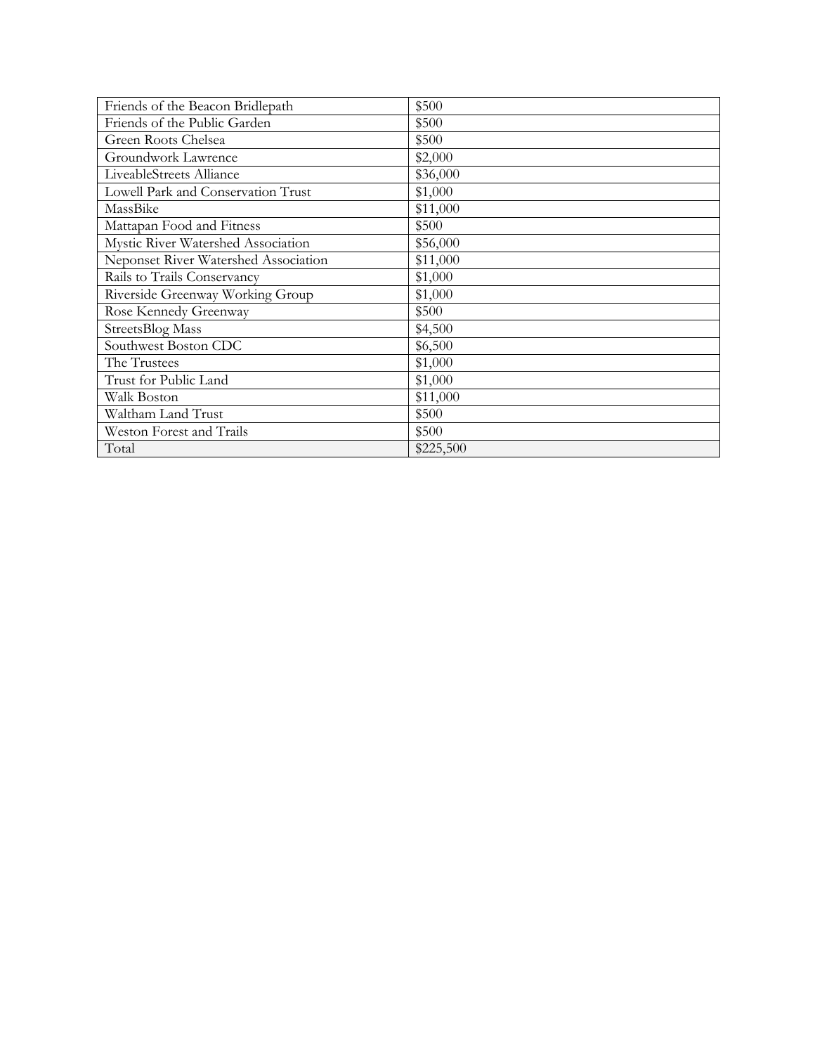| Friends of the Beacon Bridlepath | $500 |
|---|---|
| Friends of the Public Garden | $500 |
| Green Roots Chelsea | $500 |
| Groundwork Lawrence | $2,000 |
| LiveableStreets Alliance | $36,000 |
| Lowell Park and Conservation Trust | $1,000 |
| MassBike | $11,000 |
| Mattapan Food and Fitness | $500 |
| Mystic River Watershed Association | $56,000 |
| Neponset River Watershed Association | $11,000 |
| Rails to Trails Conservancy | $1,000 |
| Riverside Greenway Working Group | $1,000 |
| Rose Kennedy Greenway | $500 |
| StreetsBlog Mass | $4,500 |
| Southwest Boston CDC | $6,500 |
| The Trustees | $1,000 |
| Trust for Public Land | $1,000 |
| Walk Boston | $11,000 |
| Waltham Land Trust | $500 |
| Weston Forest and Trails | $500 |
| Total | $225,500 |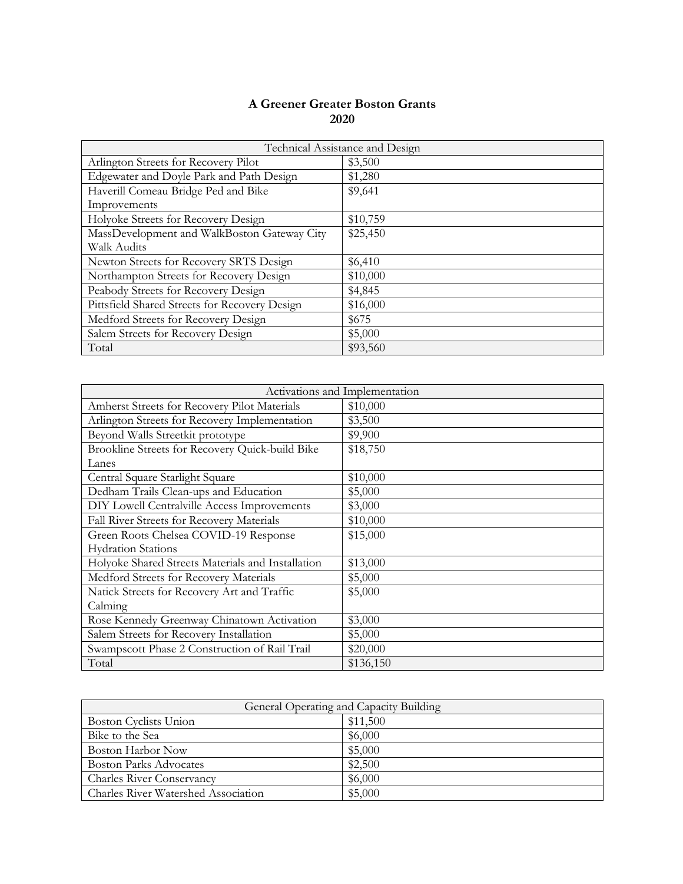**A Greener Greater Boston Grants**
**2020**

| Technical Assistance and Design | |
|---|---|
| Arlington Streets for Recovery Pilot | $3,500 |
| Edgewater and Doyle Park and Path Design | $1,280 |
| Haverill Comeau Bridge Ped and Bike Improvements | $9,641 |
| Holyoke Streets for Recovery Design | $10,759 |
| MassDevelopment and WalkBoston Gateway City Walk Audits | $25,450 |
| Newton Streets for Recovery SRTS Design | $6,410 |
| Northampton Streets for Recovery Design | $10,000 |
| Peabody Streets for Recovery Design | $4,845 |
| Pittsfield Shared Streets for Recovery Design | $16,000 |
| Medford Streets for Recovery Design | $675 |
| Salem Streets for Recovery Design | $5,000 |
| Total | $93,560 |

| Activations and Implementation | |
|---|---|
| Amherst Streets for Recovery Pilot Materials | $10,000 |
| Arlington Streets for Recovery Implementation | $3,500 |
| Beyond Walls Streetkit prototype | $9,900 |
| Brookline Streets for Recovery Quick-build Bike Lanes | $18,750 |
| Central Square Starlight Square | $10,000 |
| Dedham Trails Clean-ups and Education | $5,000 |
| DIY Lowell Centralville Access Improvements | $3,000 |
| Fall River Streets for Recovery Materials | $10,000 |
| Green Roots Chelsea COVID-19 Response Hydration Stations | $15,000 |
| Holyoke Shared Streets Materials and Installation | $13,000 |
| Medford Streets for Recovery Materials | $5,000 |
| Natick Streets for Recovery Art and Traffic Calming | $5,000 |
| Rose Kennedy Greenway Chinatown Activation | $3,000 |
| Salem Streets for Recovery Installation | $5,000 |
| Swampscott Phase 2 Construction of Rail Trail | $20,000 |
| Total | $136,150 |

| General Operating and Capacity Building | |
|---|---|
| Boston Cyclists Union | $11,500 |
| Bike to the Sea | $6,000 |
| Boston Harbor Now | $5,000 |
| Boston Parks Advocates | $2,500 |
| Charles River Conservancy | $6,000 |
| Charles River Watershed Association | $5,000 |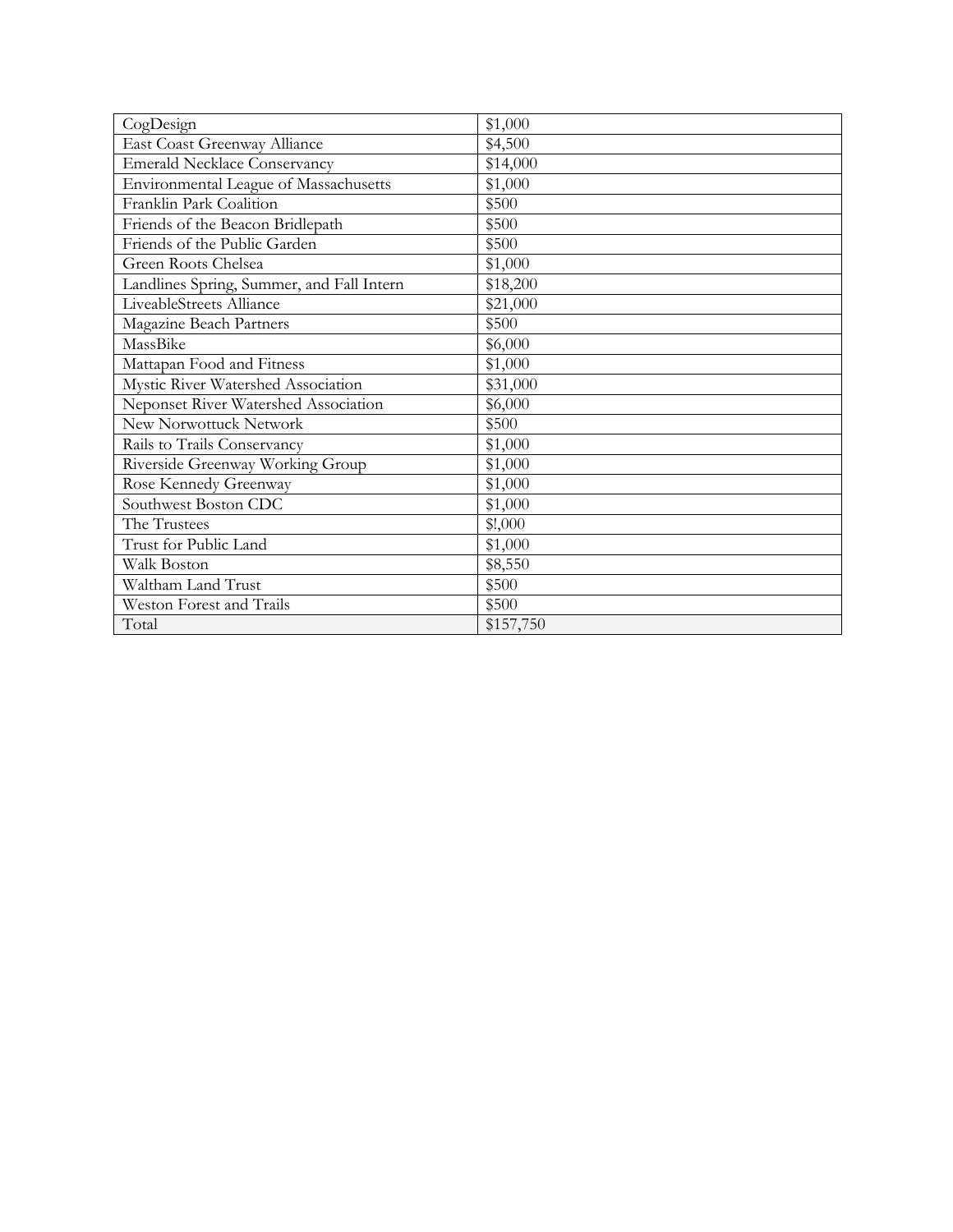| CogDesign | $1,000 |
|---|---|
| East Coast Greenway Alliance | $4,500 |
| Emerald Necklace Conservancy | $14,000 |
| Environmental League of Massachusetts | $1,000 |
| Franklin Park Coalition | $500 |
| Friends of the Beacon Bridlepath | $500 |
| Friends of the Public Garden | $500 |
| Green Roots Chelsea | $1,000 |
| Landlines Spring, Summer, and Fall Intern | $18,200 |
| LiveableStreets Alliance | $21,000 |
| Magazine Beach Partners | $500 |
| MassBike | $6,000 |
| Mattapan Food and Fitness | $1,000 |
| Mystic River Watershed Association | $31,000 |
| Neponset River Watershed Association | $6,000 |
| New Norwottuck Network | $500 |
| Rails to Trails Conservancy | $1,000 |
| Riverside Greenway Working Group | $1,000 |
| Rose Kennedy Greenway | $1,000 |
| Southwest Boston CDC | $1,000 |
| The Trustees | $!,000 |
| Trust for Public Land | $1,000 |
| Walk Boston | $8,550 |
| Waltham Land Trust | $500 |
| Weston Forest and Trails | $500 |
| Total | $157,750 |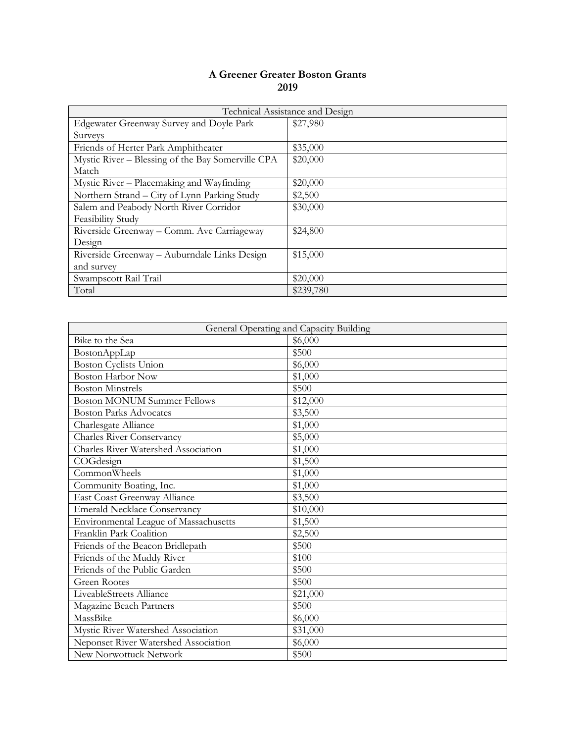# A Greener Greater Boston Grants
## 2019

| Technical Assistance and Design | |
|---|---|
| Edgewater Greenway Survey and Doyle Park Surveys | $27,980 |
| Friends of Herter Park Amphitheater | $35,000 |
| Mystic River – Blessing of the Bay Somerville CPA Match | $20,000 |
| Mystic River – Placemaking and Wayfinding | $20,000 |
| Northern Strand – City of Lynn Parking Study | $2,500 |
| Salem and Peabody North River Corridor Feasibility Study | $30,000 |
| Riverside Greenway – Comm. Ave Carriageway Design | $24,800 |
| Riverside Greenway – Auburndale Links Design and survey | $15,000 |
| Swampscott Rail Trail | $20,000 |
| Total | $239,780 |

| General Operating and Capacity Building | |
|---|---|
| Bike to the Sea | $6,000 |
| BostonAppLap | $500 |
| Boston Cyclists Union | $6,000 |
| Boston Harbor Now | $1,000 |
| Boston Minstrels | $500 |
| Boston MONUM Summer Fellows | $12,000 |
| Boston Parks Advocates | $3,500 |
| Charlesgate Alliance | $1,000 |
| Charles River Conservancy | $5,000 |
| Charles River Watershed Association | $1,000 |
| COGdesign | $1,500 |
| CommonWheels | $1,000 |
| Community Boating, Inc. | $1,000 |
| East Coast Greenway Alliance | $3,500 |
| Emerald Necklace Conservancy | $10,000 |
| Environmental League of Massachusetts | $1,500 |
| Franklin Park Coalition | $2,500 |
| Friends of the Beacon Bridlepath | $500 |
| Friends of the Muddy River | $100 |
| Friends of the Public Garden | $500 |
| Green Rootes | $500 |
| LiveableStreets Alliance | $21,000 |
| Magazine Beach Partners | $500 |
| MassBike | $6,000 |
| Mystic River Watershed Association | $31,000 |
| Neponset River Watershed Association | $6,000 |
| New Norwottuck Network | $500 |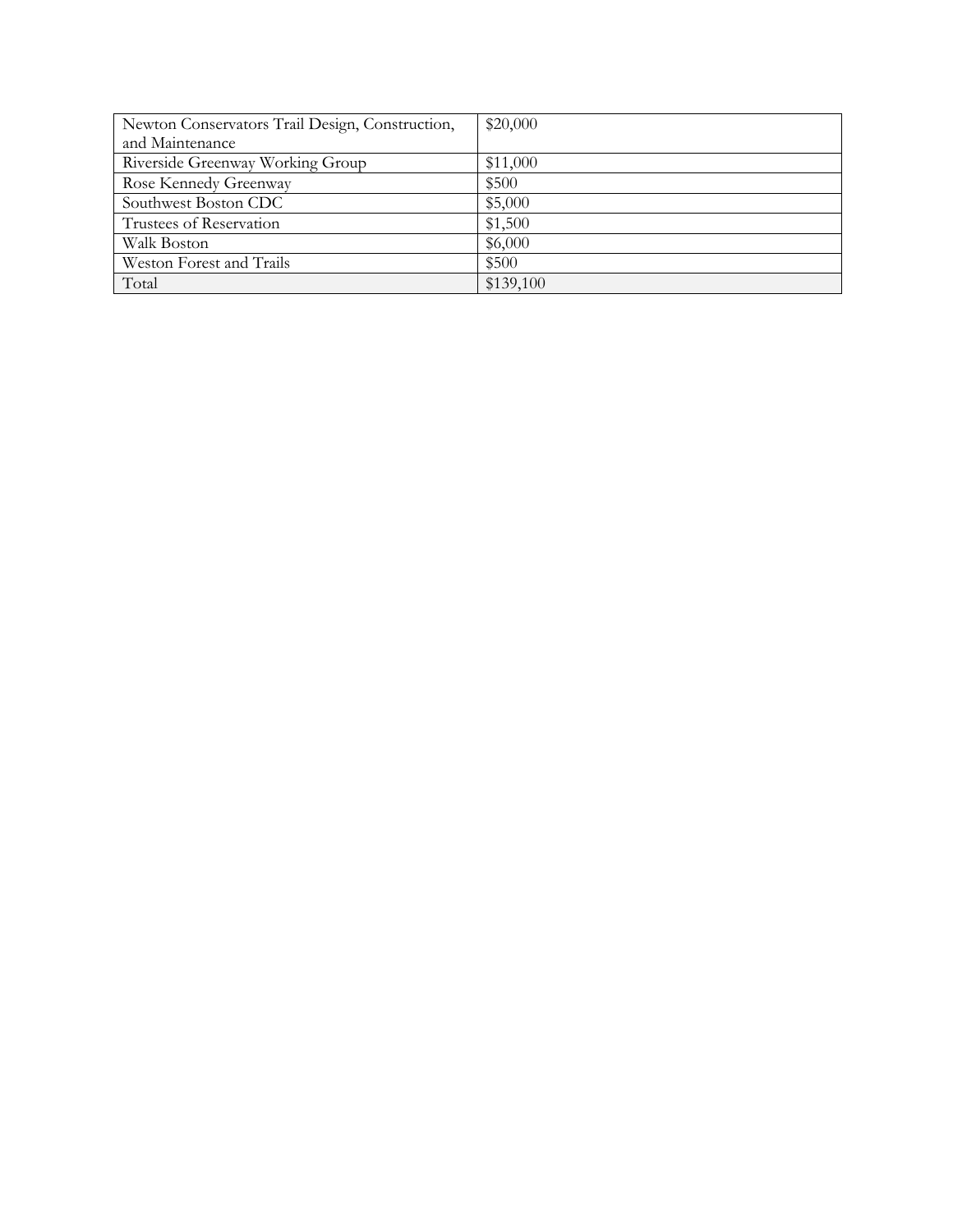| Newton Conservators Trail Design, Construction, and Maintenance | $20,000 |
|---|---|
| Riverside Greenway Working Group | $11,000 |
| Rose Kennedy Greenway | $500 |
| Southwest Boston CDC | $5,000 |
| Trustees of Reservation | $1,500 |
| Walk Boston | $6,000 |
| Weston Forest and Trails | $500 |
| Total | $139,100 |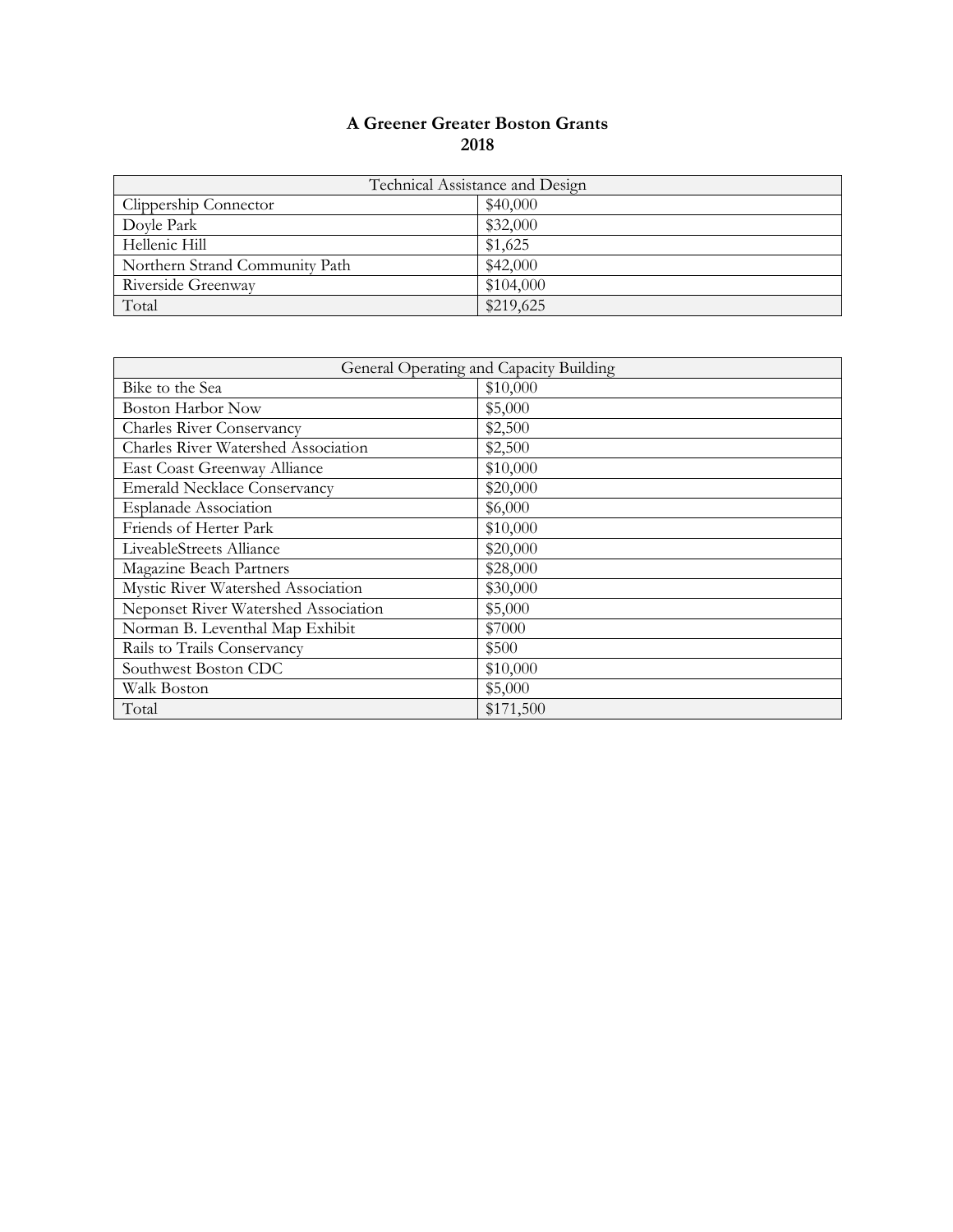# A Greener Greater Boston Grants
## 2018

| Technical Assistance and Design | |
|---|---|
| Clippership Connector | $40,000 |
| Doyle Park | $32,000 |
| Hellenic Hill | $1,625 |
| Northern Strand Community Path | $42,000 |
| Riverside Greenway | $104,000 |
| Total | $219,625 |

| General Operating and Capacity Building | |
|---|---|
| Bike to the Sea | $10,000 |
| Boston Harbor Now | $5,000 |
| Charles River Conservancy | $2,500 |
| Charles River Watershed Association | $2,500 |
| East Coast Greenway Alliance | $10,000 |
| Emerald Necklace Conservancy | $20,000 |
| Esplanade Association | $6,000 |
| Friends of Herter Park | $10,000 |
| LiveableStreets Alliance | $20,000 |
| Magazine Beach Partners | $28,000 |
| Mystic River Watershed Association | $30,000 |
| Neponset River Watershed Association | $5,000 |
| Norman B. Leventhal Map Exhibit | $7000 |
| Rails to Trails Conservancy | $500 |
| Southwest Boston CDC | $10,000 |
| Walk Boston | $5,000 |
| Total | $171,500 |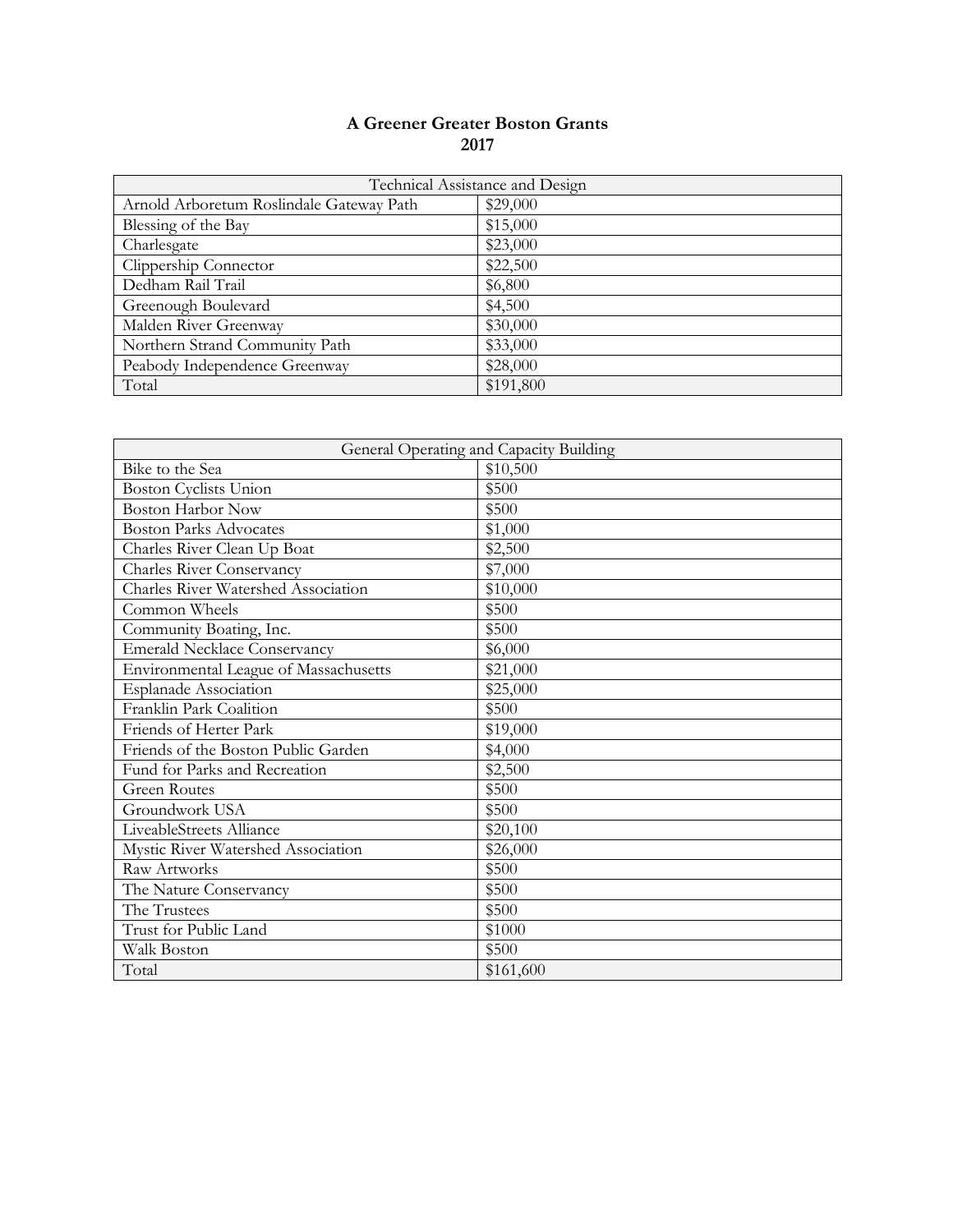# A Greener Greater Boston Grants
## 2017

| Technical Assistance and Design | |
|---|---|
| Arnold Arboretum Roslindale Gateway Path | $29,000 |
| Blessing of the Bay | $15,000 |
| Charlesgate | $23,000 |
| Clippership Connector | $22,500 |
| Dedham Rail Trail | $6,800 |
| Greenough Boulevard | $4,500 |
| Malden River Greenway | $30,000 |
| Northern Strand Community Path | $33,000 |
| Peabody Independence Greenway | $28,000 |
| Total | $191,800 |

| General Operating and Capacity Building | |
|---|---|
| Bike to the Sea | $10,500 |
| Boston Cyclists Union | $500 |
| Boston Harbor Now | $500 |
| Boston Parks Advocates | $1,000 |
| Charles River Clean Up Boat | $2,500 |
| Charles River Conservancy | $7,000 |
| Charles River Watershed Association | $10,000 |
| Common Wheels | $500 |
| Community Boating, Inc. | $500 |
| Emerald Necklace Conservancy | $6,000 |
| Environmental League of Massachusetts | $21,000 |
| Esplanade Association | $25,000 |
| Franklin Park Coalition | $500 |
| Friends of Herter Park | $19,000 |
| Friends of the Boston Public Garden | $4,000 |
| Fund for Parks and Recreation | $2,500 |
| Green Routes | $500 |
| Groundwork USA | $500 |
| LiveableStreets Alliance | $20,100 |
| Mystic River Watershed Association | $26,000 |
| Raw Artworks | $500 |
| The Nature Conservancy | $500 |
| The Trustees | $500 |
| Trust for Public Land | $1000 |
| Walk Boston | $500 |
| Total | $161,600 |